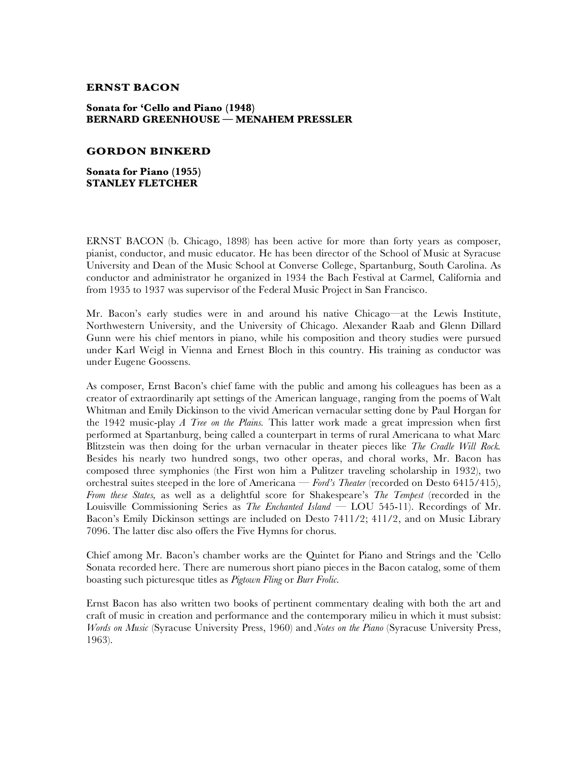## ERNST BACON

**Sonata for 'Cello and Piano (1948)**
**BERNARD GREENHOUSE — MENAHEM PRESSLER**

## GORDON BINKERD

**Sonata for Piano (1955)**
**STANLEY FLETCHER**

ERNST BACON (b. Chicago, 1898) has been active for more than forty years as composer, pianist, conductor, and music educator. He has been director of the School of Music at Syracuse University and Dean of the Music School at Converse College, Spartanburg, South Carolina. As conductor and administrator he organized in 1934 the Bach Festival at Carmel, California and from 1935 to 1937 was supervisor of the Federal Music Project in San Francisco.

Mr. Bacon's early studies were in and around his native Chicago—at the Lewis Institute, Northwestern University, and the University of Chicago. Alexander Raab and Glenn Dillard Gunn were his chief mentors in piano, while his composition and theory studies were pursued under Karl Weigl in Vienna and Ernest Bloch in this country. His training as conductor was under Eugene Goossens.

As composer, Ernst Bacon's chief fame with the public and among his colleagues has been as a creator of extraordinarily apt settings of the American language, ranging from the poems of Walt Whitman and Emily Dickinson to the vivid American vernacular setting done by Paul Horgan for the 1942 music-play *A Tree on the Plains.* This latter work made a great impression when first performed at Spartanburg, being called a counterpart in terms of rural Americana to what Marc Blitzstein was then doing for the urban vernacular in theater pieces like *The Cradle Will Rock.* Besides his nearly two hundred songs, two other operas, and choral works, Mr. Bacon has composed three symphonies (the First won him a Pulitzer traveling scholarship in 1932), two orchestral suites steeped in the lore of Americana — *Ford's Theater* (recorded on Desto 6415/415), *From these States,* as well as a delightful score for Shakespeare's *The Tempest* (recorded in the Louisville Commissioning Series as *The Enchanted Island* — LOU 545-11). Recordings of Mr. Bacon's Emily Dickinson settings are included on Desto 7411/2; 411/2, and on Music Library 7096. The latter disc also offers the Five Hymns for chorus.

Chief among Mr. Bacon's chamber works are the Quintet for Piano and Strings and the 'Cello Sonata recorded here. There are numerous short piano pieces in the Bacon catalog, some of them boasting such picturesque titles as *Pigtown Fling* or *Burr Frolic.*

Ernst Bacon has also written two books of pertinent commentary dealing with both the art and craft of music in creation and performance and the contemporary milieu in which it must subsist: *Words on Music* (Syracuse University Press, 1960) and *Notes on the Piano* (Syracuse University Press, 1963).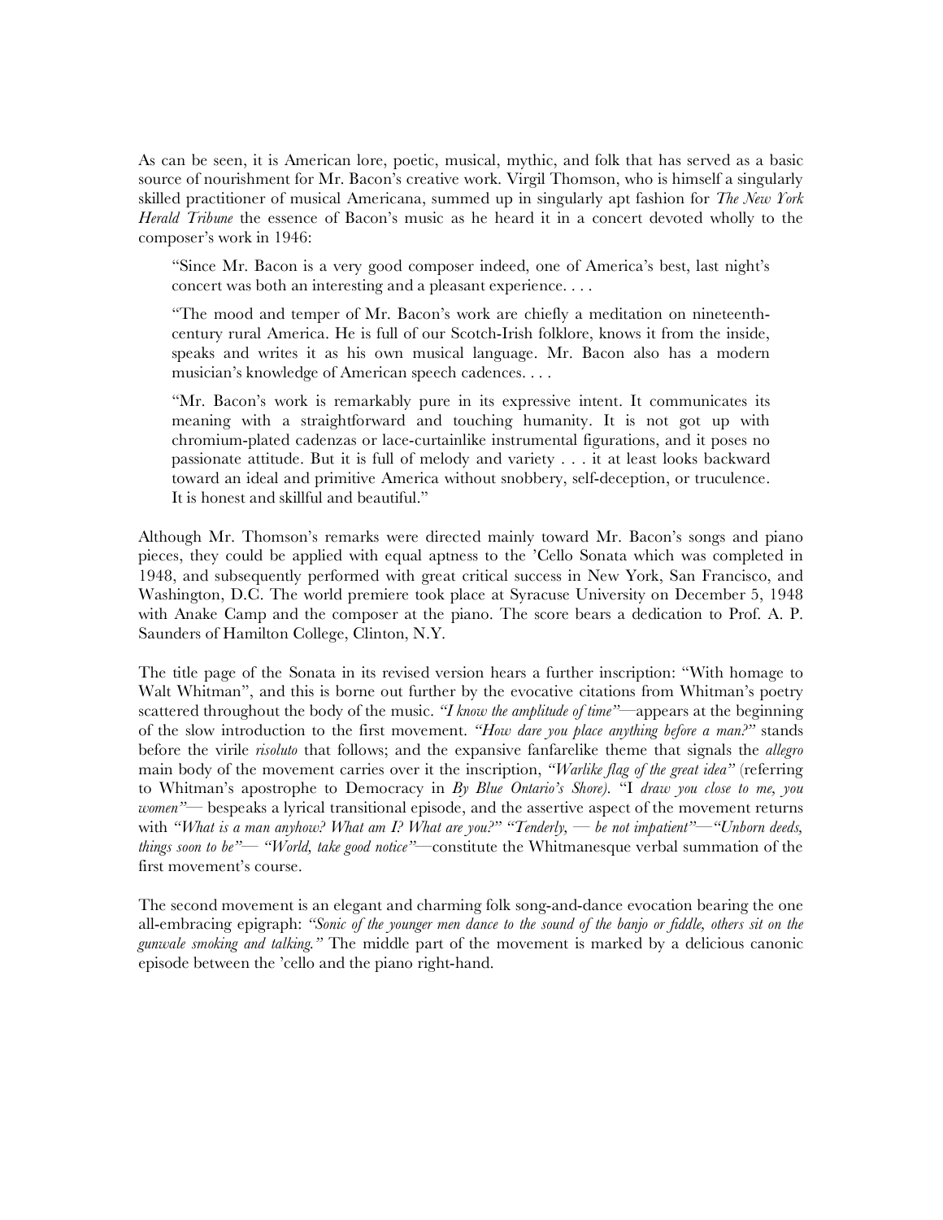As can be seen, it is American lore, poetic, musical, mythic, and folk that has served as a basic source of nourishment for Mr. Bacon's creative work. Virgil Thomson, who is himself a singularly skilled practitioner of musical Americana, summed up in singularly apt fashion for *The New York Herald Tribune* the essence of Bacon's music as he heard it in a concert devoted wholly to the composer's work in 1946:

> "Since Mr. Bacon is a very good composer indeed, one of America's best, last night's concert was both an interesting and a pleasant experience. . . .
>
> "The mood and temper of Mr. Bacon's work are chiefly a meditation on nineteenth-century rural America. He is full of our Scotch-Irish folklore, knows it from the inside, speaks and writes it as his own musical language. Mr. Bacon also has a modern musician's knowledge of American speech cadences. . . .
>
> "Mr. Bacon's work is remarkably pure in its expressive intent. It communicates its meaning with a straightforward and touching humanity. It is not got up with chromium-plated cadenzas or lace-curtainlike instrumental figurations, and it poses no passionate attitude. But it is full of melody and variety . . . it at least looks backward toward an ideal and primitive America without snobbery, self-deception, or truculence. It is honest and skillful and beautiful."

Although Mr. Thomson's remarks were directed mainly toward Mr. Bacon's songs and piano pieces, they could be applied with equal aptness to the 'Cello Sonata which was completed in 1948, and subsequently performed with great critical success in New York, San Francisco, and Washington, D.C. The world premiere took place at Syracuse University on December 5, 1948 with Anake Camp and the composer at the piano. The score bears a dedication to Prof. A. P. Saunders of Hamilton College, Clinton, N.Y.

The title page of the Sonata in its revised version hears a further inscription: "With homage to Walt Whitman", and this is borne out further by the evocative citations from Whitman's poetry scattered throughout the body of the music. *"I know the amplitude of time"*—appears at the beginning of the slow introduction to the first movement. *"How dare you place anything before a man?"* stands before the virile *risoluto* that follows; and the expansive fanfarelike theme that signals the *allegro* main body of the movement carries over it the inscription, *"Warlike flag of the great idea"* (referring to Whitman's apostrophe to Democracy in *By Blue Ontario's Shore).* "I *draw you close to me, you women"*— bespeaks a lyrical transitional episode, and the assertive aspect of the movement returns with *"What is a man anyhow? What am I? What are you?" "Tenderly, — be not impatient"—"Unborn deeds, things soon to be"— "World, take good notice"*—constitute the Whitmanesque verbal summation of the first movement's course.

The second movement is an elegant and charming folk song-and-dance evocation bearing the one all-embracing epigraph: *"Sonic of the younger men dance to the sound of the banjo or fiddle, others sit on the gunwale smoking and talking."* The middle part of the movement is marked by a delicious canonic episode between the 'cello and the piano right-hand.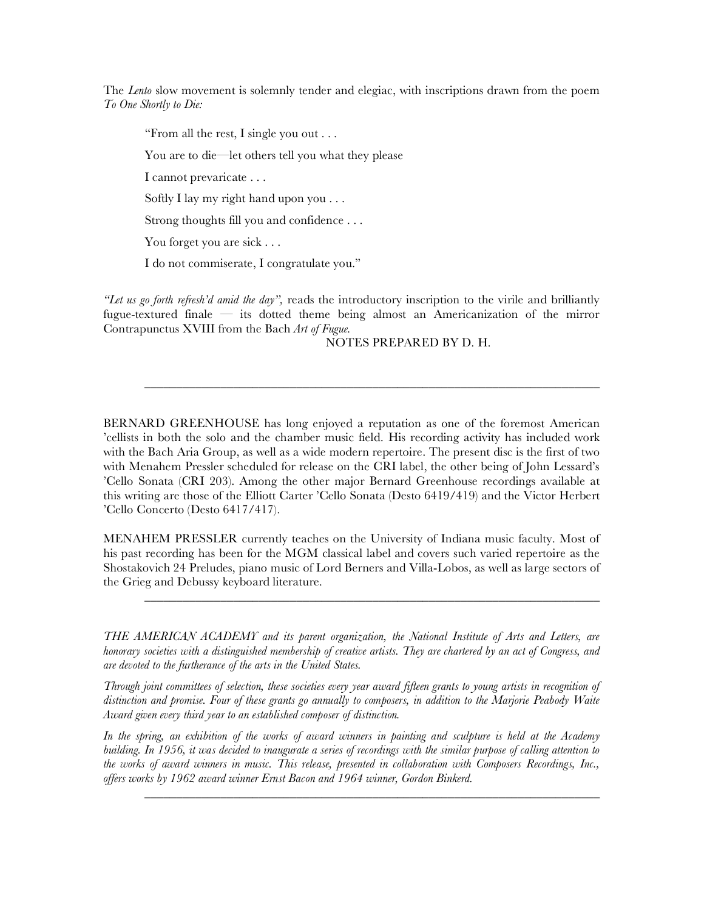The *Lento* slow movement is solemnly tender and elegiac, with inscriptions drawn from the poem *To One Shortly to Die:*

> "From all the rest, I single you out . . .
>
> You are to die—let others tell you what they please
>
> I cannot prevaricate . . .
>
> Softly I lay my right hand upon you . . .
>
> Strong thoughts fill you and confidence . . .
>
> You forget you are sick . . .
>
> I do not commiserate, I congratulate you."

*"Let us go forth refresh'd amid the day",* reads the introductory inscription to the virile and brilliantly fugue-textured finale — its dotted theme being almost an Americanization of the mirror Contrapunctus XVIII from the Bach *Art of Fugue.*

NOTES PREPARED BY D. H.

---

BERNARD GREENHOUSE has long enjoyed a reputation as one of the foremost American 'cellists in both the solo and the chamber music field. His recording activity has included work with the Bach Aria Group, as well as a wide modern repertoire. The present disc is the first of two with Menahem Pressler scheduled for release on the CRI label, the other being of John Lessard's 'Cello Sonata (CRI 203). Among the other major Bernard Greenhouse recordings available at this writing are those of the Elliott Carter 'Cello Sonata (Desto 6419/419) and the Victor Herbert 'Cello Concerto (Desto 6417/417).

MENAHEM PRESSLER currently teaches on the University of Indiana music faculty. Most of his past recording has been for the MGM classical label and covers such varied repertoire as the Shostakovich 24 Preludes, piano music of Lord Berners and Villa-Lobos, as well as large sectors of the Grieg and Debussy keyboard literature.

---

*THE AMERICAN ACADEMY and its parent organization, the National Institute of Arts and Letters, are honorary societies with a distinguished membership of creative artists. They are chartered by an act of Congress, and are devoted to the furtherance of the arts in the United States.*

*Through joint committees of selection, these societies every year award fifteen grants to young artists in recognition of distinction and promise. Four of these grants go annually to composers, in addition to the Marjorie Peabody Waite Award given every third year to an established composer of distinction.*

*In the spring, an exhibition of the works of award winners in painting and sculpture is held at the Academy building. In 1956, it was decided to inaugurate a series of recordings with the similar purpose of calling attention to the works of award winners in music. This release, presented in collaboration with Composers Recordings, Inc., offers works by 1962 award winner Ernst Bacon and 1964 winner, Gordon Binkerd.*

---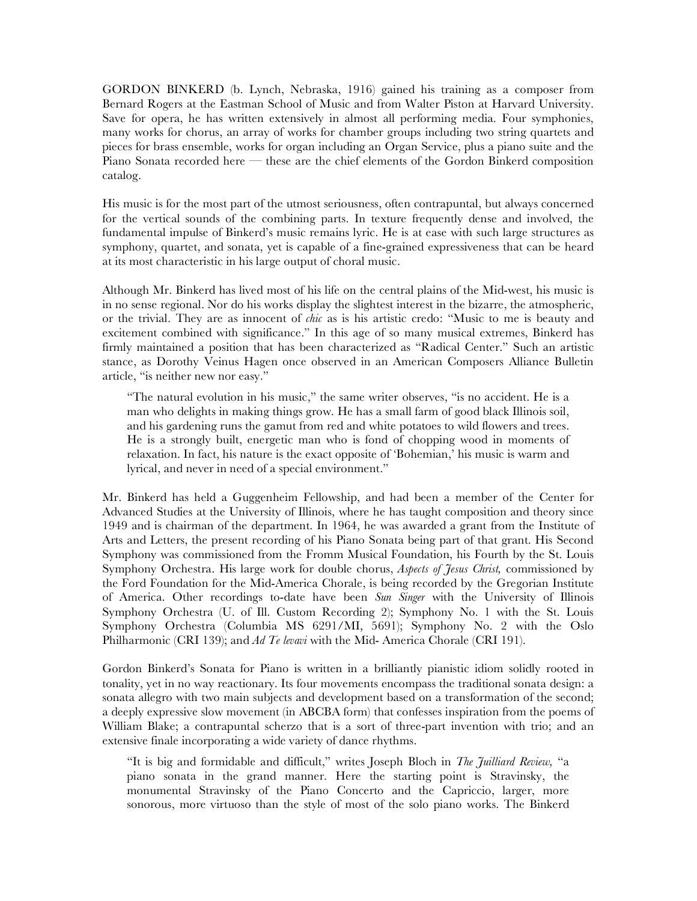GORDON BINKERD (b. Lynch, Nebraska, 1916) gained his training as a composer from Bernard Rogers at the Eastman School of Music and from Walter Piston at Harvard University. Save for opera, he has written extensively in almost all performing media. Four symphonies, many works for chorus, an array of works for chamber groups including two string quartets and pieces for brass ensemble, works for organ including an Organ Service, plus a piano suite and the Piano Sonata recorded here — these are the chief elements of the Gordon Binkerd composition catalog.

His music is for the most part of the utmost seriousness, often contrapuntal, but always concerned for the vertical sounds of the combining parts. In texture frequently dense and involved, the fundamental impulse of Binkerd's music remains lyric. He is at ease with such large structures as symphony, quartet, and sonata, yet is capable of a fine-grained expressiveness that can be heard at its most characteristic in his large output of choral music.

Although Mr. Binkerd has lived most of his life on the central plains of the Mid-west, his music is in no sense regional. Nor do his works display the slightest interest in the bizarre, the atmospheric, or the trivial. They are as innocent of *chic* as is his artistic credo: "Music to me is beauty and excitement combined with significance." In this age of so many musical extremes, Binkerd has firmly maintained a position that has been characterized as "Radical Center." Such an artistic stance, as Dorothy Veinus Hagen once observed in an American Composers Alliance Bulletin article, "is neither new nor easy."

> "The natural evolution in his music," the same writer observes, "is no accident. He is a man who delights in making things grow. He has a small farm of good black Illinois soil, and his gardening runs the gamut from red and white potatoes to wild flowers and trees. He is a strongly built, energetic man who is fond of chopping wood in moments of relaxation. In fact, his nature is the exact opposite of 'Bohemian,' his music is warm and lyrical, and never in need of a special environment."

Mr. Binkerd has held a Guggenheim Fellowship, and had been a member of the Center for Advanced Studies at the University of Illinois, where he has taught composition and theory since 1949 and is chairman of the department. In 1964, he was awarded a grant from the Institute of Arts and Letters, the present recording of his Piano Sonata being part of that grant. His Second Symphony was commissioned from the Fromm Musical Foundation, his Fourth by the St. Louis Symphony Orchestra. His large work for double chorus, *Aspects of Jesus Christ,* commissioned by the Ford Foundation for the Mid-America Chorale, is being recorded by the Gregorian Institute of America. Other recordings to-date have been *Sun Singer* with the University of Illinois Symphony Orchestra (U. of Ill. Custom Recording 2); Symphony No. 1 with the St. Louis Symphony Orchestra (Columbia MS 6291/MI, 5691); Symphony No. 2 with the Oslo Philharmonic (CRI 139); and *Ad Te levavi* with the Mid- America Chorale (CRI 191).

Gordon Binkerd's Sonata for Piano is written in a brilliantly pianistic idiom solidly rooted in tonality, yet in no way reactionary. Its four movements encompass the traditional sonata design: a sonata allegro with two main subjects and development based on a transformation of the second; a deeply expressive slow movement (in ABCBA form) that confesses inspiration from the poems of William Blake; a contrapuntal scherzo that is a sort of three-part invention with trio; and an extensive finale incorporating a wide variety of dance rhythms.

> "It is big and formidable and difficult," writes Joseph Bloch in *The Juilliard Review,* "a piano sonata in the grand manner. Here the starting point is Stravinsky, the monumental Stravinsky of the Piano Concerto and the Capriccio, larger, more sonorous, more virtuoso than the style of most of the solo piano works. The Binkerd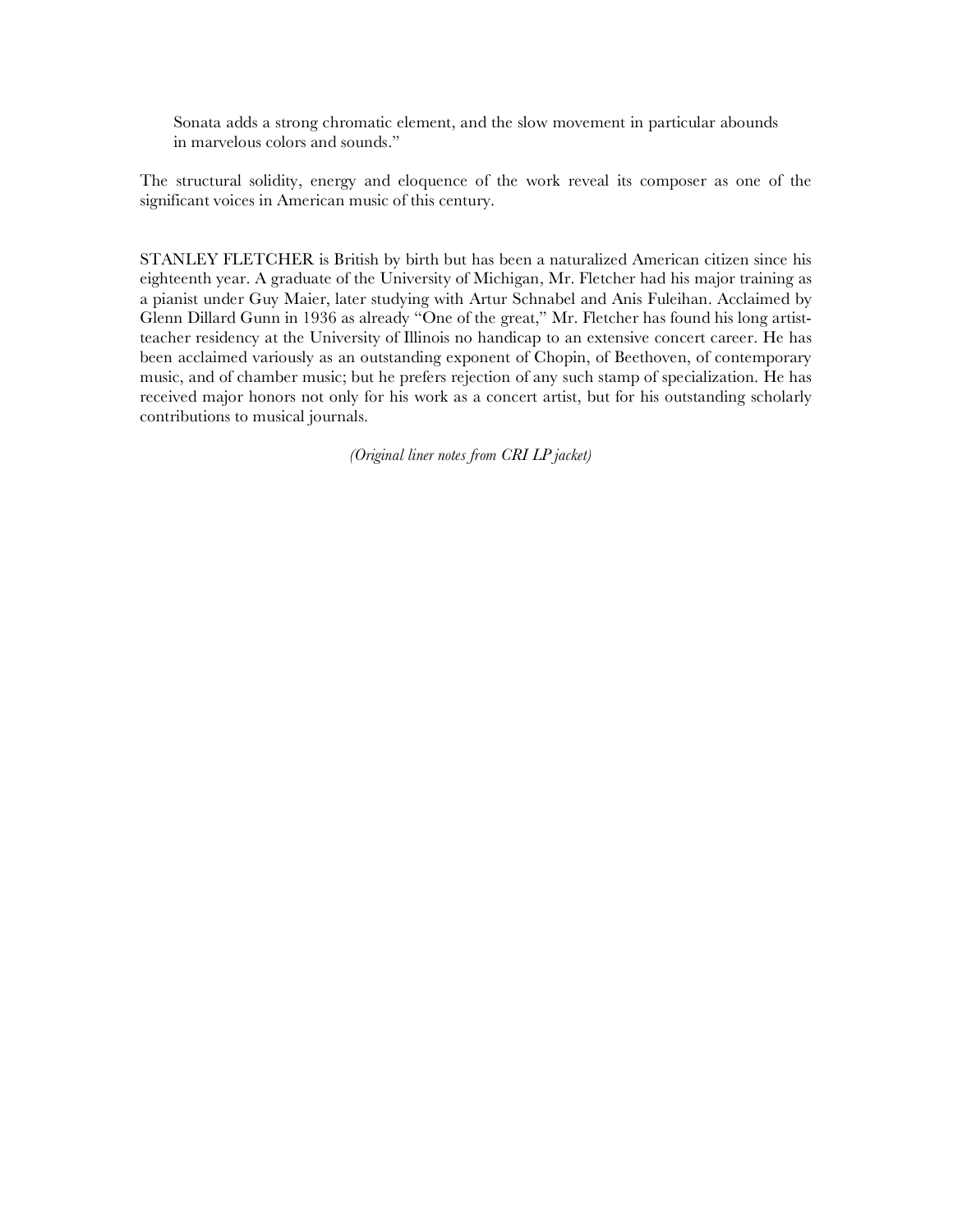> Sonata adds a strong chromatic element, and the slow movement in particular abounds in marvelous colors and sounds."

The structural solidity, energy and eloquence of the work reveal its composer as one of the significant voices in American music of this century.

STANLEY FLETCHER is British by birth but has been a naturalized American citizen since his eighteenth year. A graduate of the University of Michigan, Mr. Fletcher had his major training as a pianist under Guy Maier, later studying with Artur Schnabel and Anis Fuleihan. Acclaimed by Glenn Dillard Gunn in 1936 as already "One of the great," Mr. Fletcher has found his long artist-teacher residency at the University of Illinois no handicap to an extensive concert career. He has been acclaimed variously as an outstanding exponent of Chopin, of Beethoven, of contemporary music, and of chamber music; but he prefers rejection of any such stamp of specialization. He has received major honors not only for his work as a concert artist, but for his outstanding scholarly contributions to musical journals.

*(Original liner notes from CRI LP jacket)*